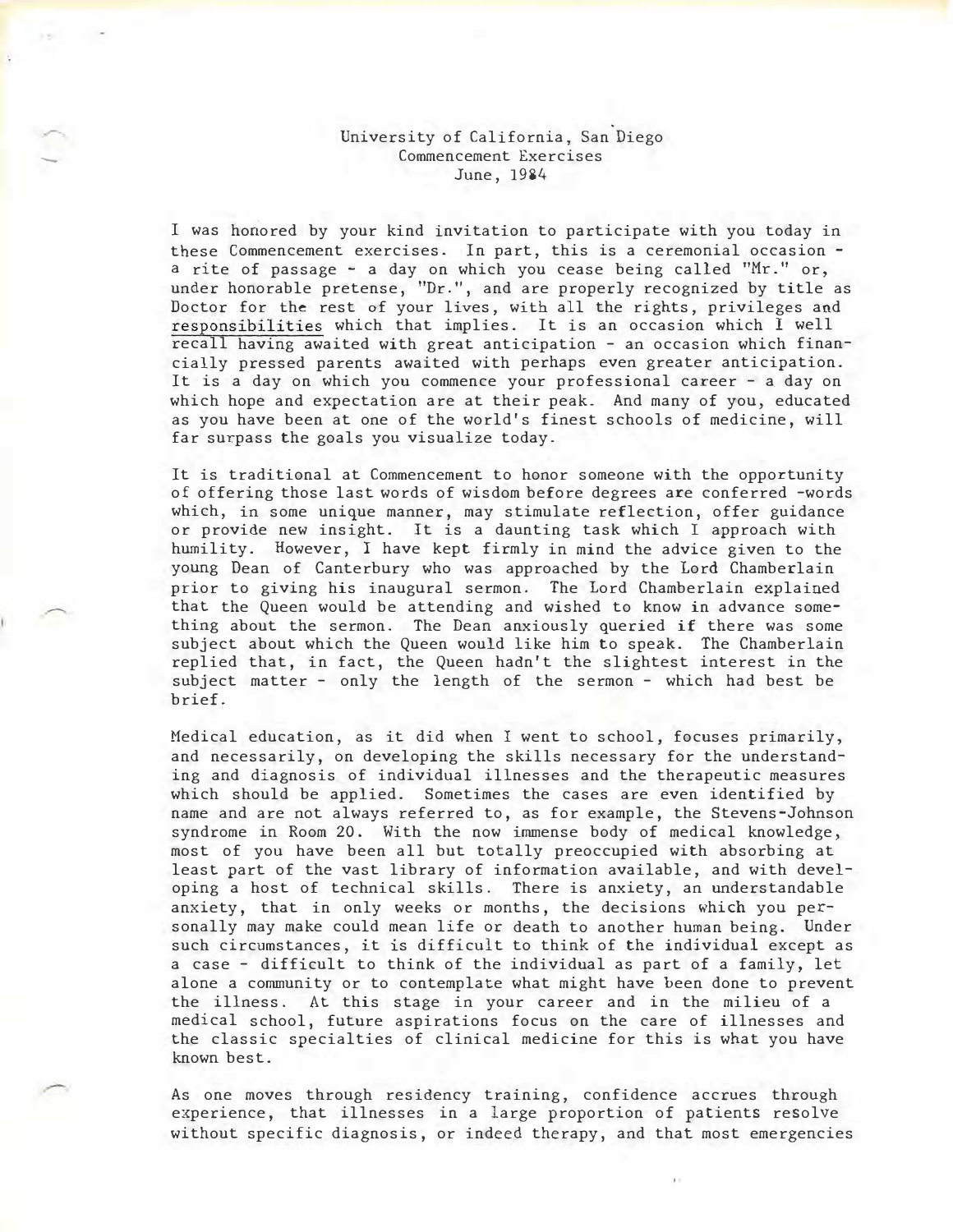University of California, San Diego
Commencement Exercises
June, 1984

I was honored by your kind invitation to participate with you today in these Commencement exercises. In part, this is a ceremonial occasion - a rite of passage - a day on which you cease being called "Mr." or, under honorable pretense, "Dr.", and are properly recognized by title as Doctor for the rest of your lives, with all the rights, privileges and responsibilities which that implies. It is an occasion which I well recall having awaited with great anticipation - an occasion which financially pressed parents awaited with perhaps even greater anticipation. It is a day on which you commence your professional career - a day on which hope and expectation are at their peak. And many of you, educated as you have been at one of the world's finest schools of medicine, will far surpass the goals you visualize today.

It is traditional at Commencement to honor someone with the opportunity of offering those last words of wisdom before degrees are conferred -words which, in some unique manner, may stimulate reflection, offer guidance or provide new insight. It is a daunting task which I approach with humility. However, I have kept firmly in mind the advice given to the young Dean of Canterbury who was approached by the Lord Chamberlain prior to giving his inaugural sermon. The Lord Chamberlain explained that the Queen would be attending and wished to know in advance something about the sermon. The Dean anxiously queried if there was some subject about which the Queen would like him to speak. The Chamberlain replied that, in fact, the Queen hadn't the slightest interest in the subject matter - only the length of the sermon - which had best be brief.

Medical education, as it did when I went to school, focuses primarily, and necessarily, on developing the skills necessary for the understanding and diagnosis of individual illnesses and the therapeutic measures which should be applied. Sometimes the cases are even identified by name and are not always referred to, as for example, the Stevens-Johnson syndrome in Room 20. With the now immense body of medical knowledge, most of you have been all but totally preoccupied with absorbing at least part of the vast library of information available, and with developing a host of technical skills. There is anxiety, an understandable anxiety, that in only weeks or months, the decisions which you personally may make could mean life or death to another human being. Under such circumstances, it is difficult to think of the individual except as a case - difficult to think of the individual as part of a family, let alone a community or to contemplate what might have been done to prevent the illness. At this stage in your career and in the milieu of a medical school, future aspirations focus on the care of illnesses and the classic specialties of clinical medicine for this is what you have known best.

As one moves through residency training, confidence accrues through experience, that illnesses in a large proportion of patients resolve without specific diagnosis, or indeed therapy, and that most emergencies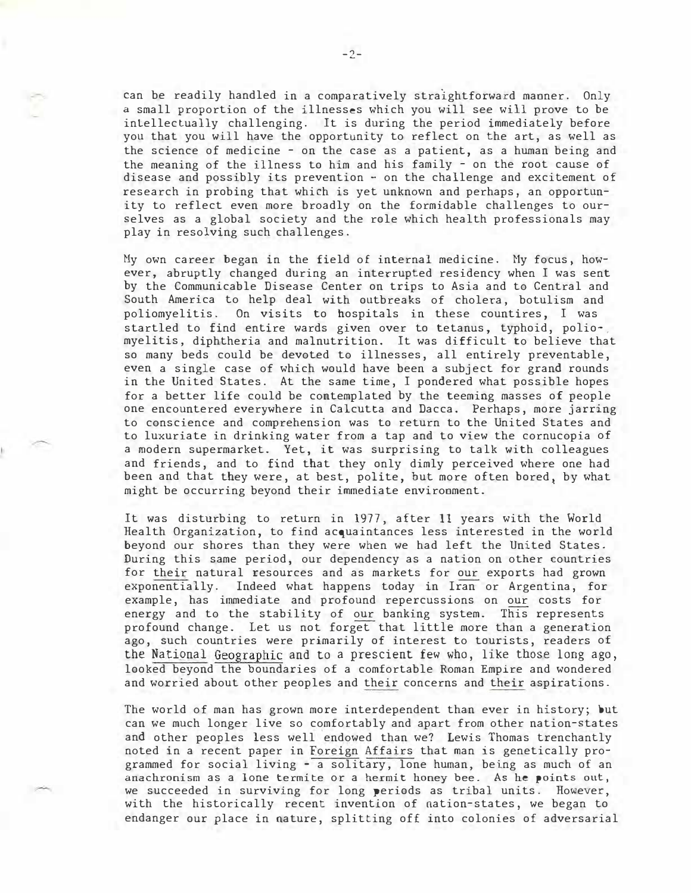can be readily handled in a comparatively straightforward manner. Only a small proportion of the illnesses which you will see will prove to be intellectually challenging. It is during the period immediately before you that you will have the opportunity to reflect on the art, as well as the science of medicine - on the case as a patient, as a human being and the meaning of the illness to him and his family - on the root cause of disease and possibly its prevention - on the challenge and excitement of research in probing that which is yet unknown and perhaps, an opportunity to reflect even more broadly on the formidable challenges to ourselves as a global society and the role which health professionals may play in resolving such challenges.

My own career began in the field of internal medicine. My focus, however, abruptly changed during an interrupted residency when I was sent by the Communicable Disease Center on trips to Asia and to Central and South America to help deal with outbreaks of cholera, botulism and poliomyelitis. On visits to hospitals in these countires, I was startled to find entire wards given over to tetanus, typhoid, poliomyelitis, diphtheria and malnutrition. It was difficult to believe that so many beds could be devoted to illnesses, all entirely preventable, even a single case of which would have been a subject for grand rounds in the United States. At the same time, I pondered what possible hopes for a better life could be contemplated by the teeming masses of people one encountered everywhere in Calcutta and Dacca. Perhaps, more jarring to conscience and comprehension was to return to the United States and to luxuriate in drinking water from a tap and to view the cornucopia of a modern supermarket. Yet, it was surprising to talk with colleagues and friends, and to find that they only dimly perceived where one had been and that they were, at best, polite, but more often bored, by what might be occurring beyond their immediate environment.

It was disturbing to return in 1977, after 11 years with the World Health Organization, to find acquaintances less interested in the world beyond our shores than they were when we had left the United States. During this same period, our dependency as a nation on other countries for <u>their</u> natural resources and as markets for <u>our</u> exports had grown exponentially. Indeed what happens today in <u>Iran</u> or Argentina, for example, has immediate and profound repercussions on <u>our</u> costs for energy and to the stability of <u>our</u> banking system. This represents profound change. Let us not <u>forget</u> that little more than a generation ago, such countries were primarily of interest to tourists, readers of the <u>National Geographic</u> and to a prescient few who, like those long ago, looked beyond the boundaries of a comfortable Roman Empire and wondered and worried about other peoples and <u>their</u> concerns and <u>their</u> aspirations.

The world of man has grown more interdependent than ever in history; but can we much longer live so comfortably and apart from other nation-states and other peoples less well endowed than we? Lewis Thomas trenchantly noted in a recent paper in <u>Foreign Affairs</u> that man is genetically programmed for social living - <u>a solitary, lone</u> human, being as much of an anachronism as a lone termite or a hermit honey bee. As he points out, we succeeded in surviving for long periods as tribal units. However, with the historically recent invention of nation-states, we began to endanger our place in nature, splitting off into colonies of adversarial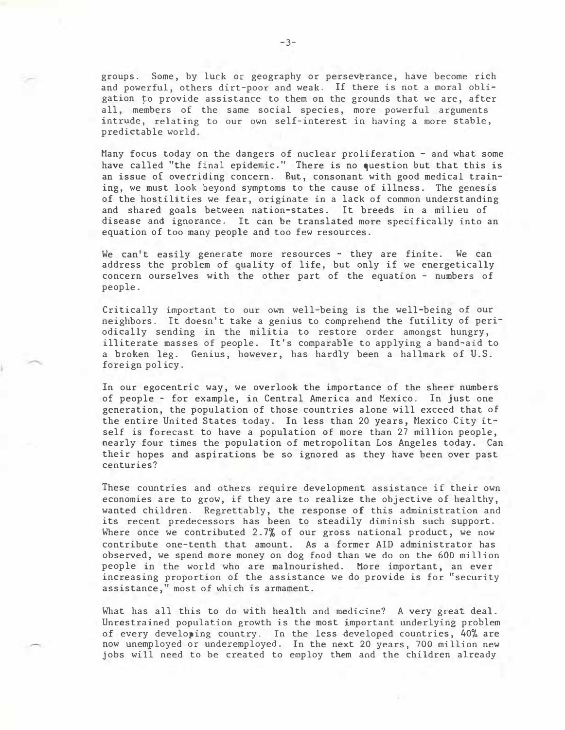groups. Some, by luck or geography or perseverance, have become rich and powerful, others dirt-poor and weak. If there is not a moral obligation to provide assistance to them on the grounds that we are, after all, members of the same social species, more powerful arguments intrude, relating to our own self-interest in having a more stable, predictable world.

Many focus today on the dangers of nuclear proliferation - and what some have called "the final epidemic." There is no question but that this is an issue of overriding concern. But, consonant with good medical training, we must look beyond symptoms to the cause of illness. The genesis of the hostilities we fear, originate in a lack of common understanding and shared goals between nation-states. It breeds in a milieu of disease and ignorance. It can be translated more specifically into an equation of too many people and too few resources.

We can't easily generate more resources - they are finite. We can address the problem of quality of life, but only if we energetically concern ourselves with the other part of the equation - numbers of people.

Critically important to our own well-being is the well-being of our neighbors. It doesn't take a genius to comprehend the futility of periodically sending in the militia to restore order amongst hungry, illiterate masses of people. It's comparable to applying a band-aid to a broken leg. Genius, however, has hardly been a hallmark of U.S. foreign policy.

In our egocentric way, we overlook the importance of the sheer numbers of people - for example, in Central America and Mexico. In just one generation, the population of those countries alone will exceed that of the entire United States today. In less than 20 years, Mexico City itself is forecast to have a population of more than 27 million people, nearly four times the population of metropolitan Los Angeles today. Can their hopes and aspirations be so ignored as they have been over past centuries?

These countries and others require development assistance if their own economies are to grow, if they are to realize the objective of healthy, wanted children. Regrettably, the response of this administration and its recent predecessors has been to steadily diminish such support. Where once we contributed 2.7% of our gross national product, we now contribute one-tenth that amount. As a former AID administrator has observed, we spend more money on dog food than we do on the 600 million people in the world who are malnourished. More important, an ever increasing proportion of the assistance we do provide is for "security assistance," most of which is armament.

What has all this to do with health and medicine? A very great deal. Unrestrained population growth is the most important underlying problem of every developing country. In the less developed countries, 40% are now unemployed or underemployed. In the next 20 years, 700 million new jobs will need to be created to employ them and the children already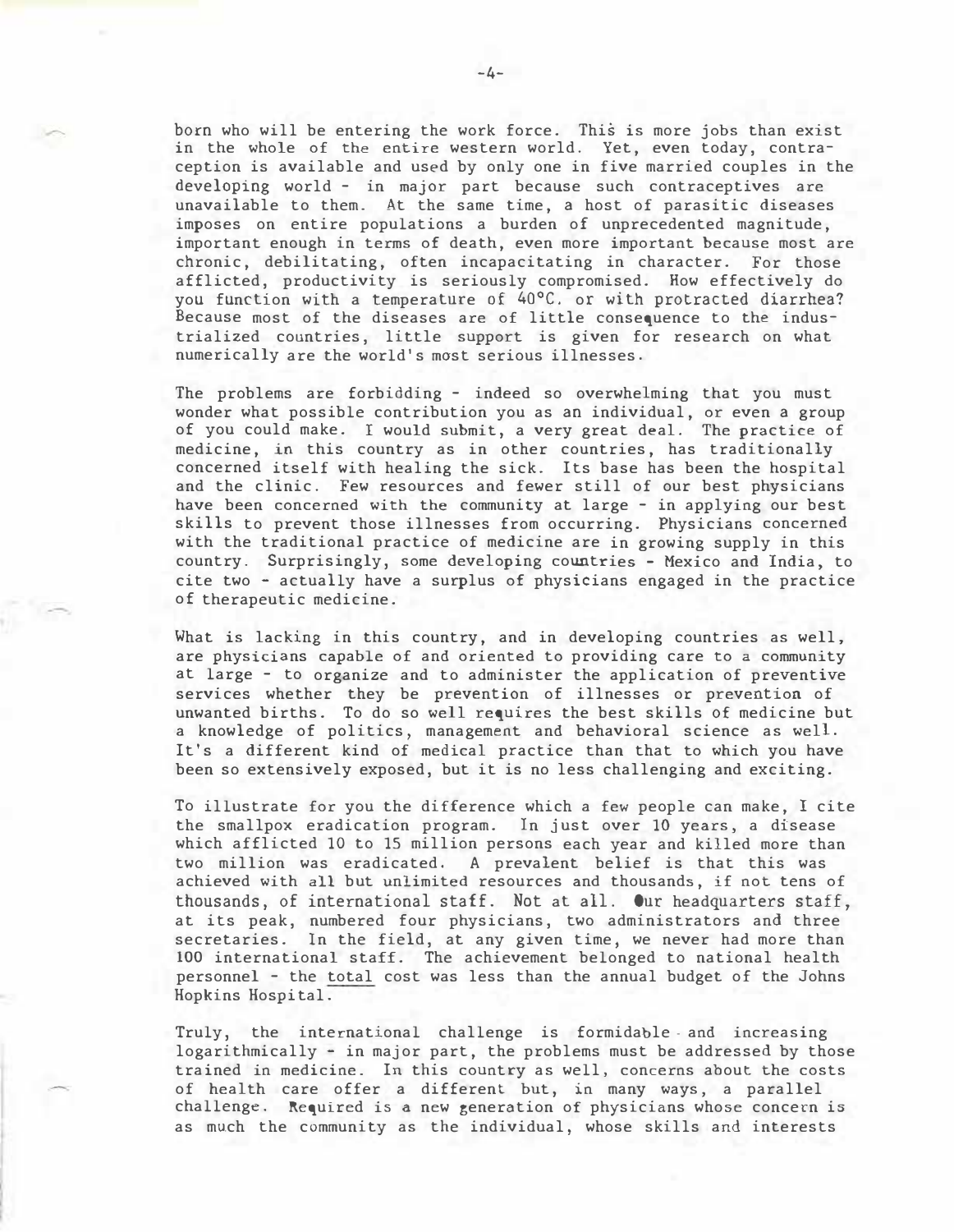born who will be entering the work force. This is more jobs than exist in the whole of the entire western world. Yet, even today, contraception is available and used by only one in five married couples in the developing world - in major part because such contraceptives are unavailable to them. At the same time, a host of parasitic diseases imposes on entire populations a burden of unprecedented magnitude, important enough in terms of death, even more important because most are chronic, debilitating, often incapacitating in character. For those afflicted, productivity is seriously compromised. How effectively do you function with a temperature of 40°C. or with protracted diarrhea? Because most of the diseases are of little consequence to the industrialized countries, little support is given for research on what numerically are the world's most serious illnesses.

The problems are forbidding - indeed so overwhelming that you must wonder what possible contribution you as an individual, or even a group of you could make. I would submit, a very great deal. The practice of medicine, in this country as in other countries, has traditionally concerned itself with healing the sick. Its base has been the hospital and the clinic. Few resources and fewer still of our best physicians have been concerned with the community at large - in applying our best skills to prevent those illnesses from occurring. Physicians concerned with the traditional practice of medicine are in growing supply in this country. Surprisingly, some developing countries - Mexico and India, to cite two - actually have a surplus of physicians engaged in the practice of therapeutic medicine.

What is lacking in this country, and in developing countries as well, are physicians capable of and oriented to providing care to a community at large - to organize and to administer the application of preventive services whether they be prevention of illnesses or prevention of unwanted births. To do so well requires the best skills of medicine but a knowledge of politics, management and behavioral science as well. It's a different kind of medical practice than that to which you have been so extensively exposed, but it is no less challenging and exciting.

To illustrate for you the difference which a few people can make, I cite the smallpox eradication program. In just over 10 years, a disease which afflicted 10 to 15 million persons each year and killed more than two million was eradicated. A prevalent belief is that this was achieved with all but unlimited resources and thousands, if not tens of thousands, of international staff. Not at all. Our headquarters staff, at its peak, numbered four physicians, two administrators and three secretaries. In the field, at any given time, we never had more than 100 international staff. The achievement belonged to national health personnel - the total cost was less than the annual budget of the Johns Hopkins Hospital.

Truly, the international challenge is formidable and increasing logarithmically - in major part, the problems must be addressed by those trained in medicine. In this country as well, concerns about the costs of health care offer a different but, in many ways, a parallel challenge. Required is a new generation of physicians whose concern is as much the community as the individual, whose skills and interests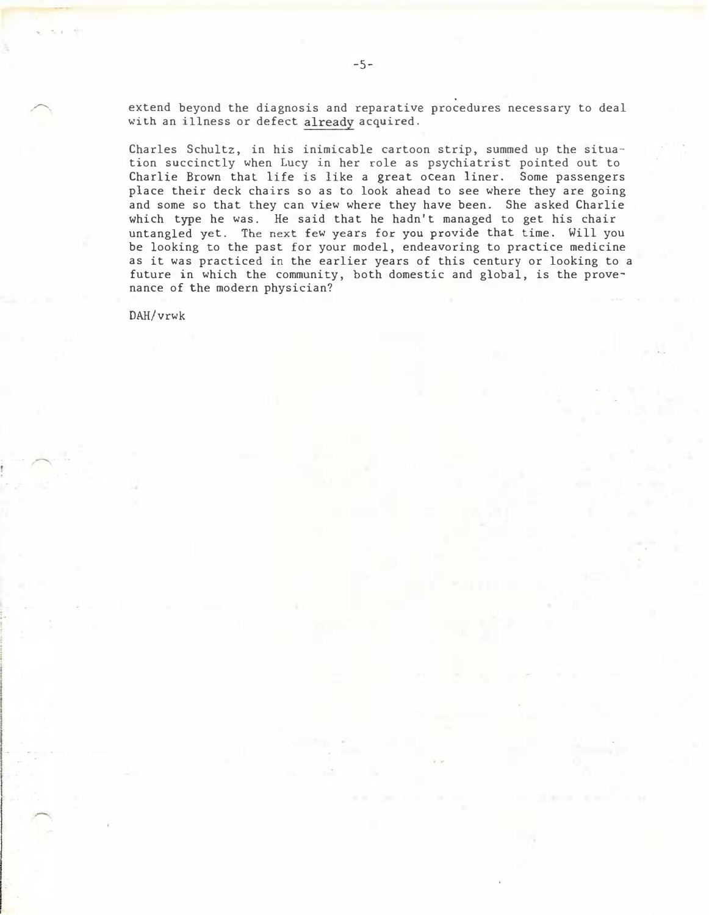extend beyond the diagnosis and reparative procedures necessary to deal with an illness or defect <u>already</u> acquired.

Charles Schultz, in his inimicable cartoon strip, summed up the situation succinctly when Lucy in her role as psychiatrist pointed out to Charlie Brown that life is like a great ocean liner. Some passengers place their deck chairs so as to look ahead to see where they are going and some so that they can view where they have been. She asked Charlie which type he was. He said that he hadn't managed to get his chair untangled yet. The next few years for you provide that time. Will you be looking to the past for your model, endeavoring to practice medicine as it was practiced in the earlier years of this century or looking to a future in which the community, both domestic and global, is the provenance of the modern physician?

DAH/vrwk